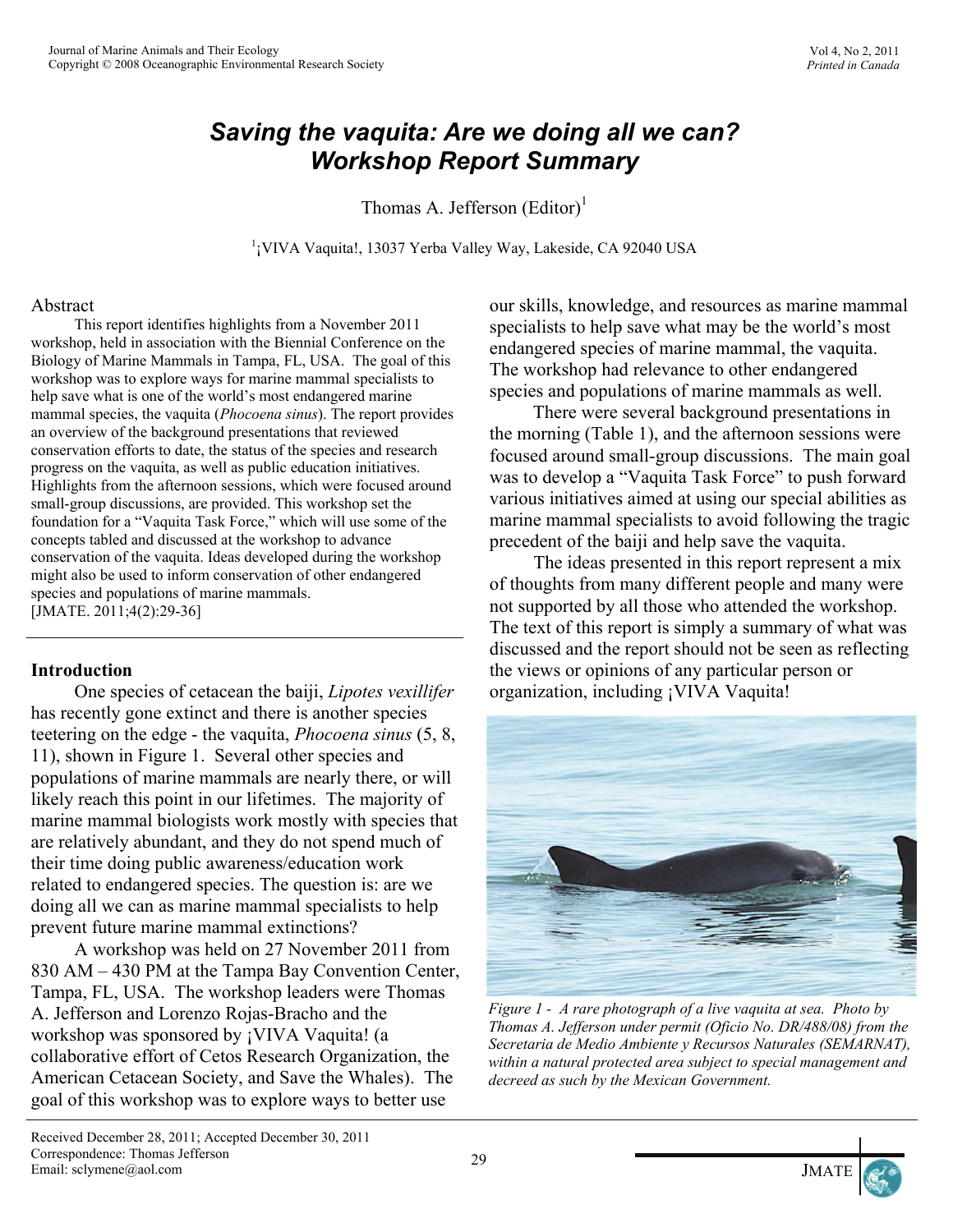# Saving the vaquita: Are we doing all we can? Workshop Report Summary

Thomas A. Jefferson (Editor)[1]

[1]¡VIVA Vaquita!, 13037 Yerba Valley Way, Lakeside, CA 92040 USA

## Abstract

This report identifies highlights from a November 2011 workshop, held in association with the Biennial Conference on the Biology of Marine Mammals in Tampa, FL, USA. The goal of this workshop was to explore ways for marine mammal specialists to help save what is one of the world's most endangered marine mammal species, the vaquita (*Phocoena sinus*). The report provides an overview of the background presentations that reviewed conservation efforts to date, the status of the species and research progress on the vaquita, as well as public education initiatives. Highlights from the afternoon sessions, which were focused around small-group discussions, are provided. This workshop set the foundation for a "Vaquita Task Force," which will use some of the concepts tabled and discussed at the workshop to advance conservation of the vaquita. Ideas developed during the workshop might also be used to inform conservation of other endangered species and populations of marine mammals.
[JMATE. 2011;4(2):29-36]

## Introduction

One species of cetacean the baiji, *Lipotes vexillifer* has recently gone extinct and there is another species teetering on the edge - the vaquita, *Phocoena sinus* (5, 8, 11), shown in Figure 1. Several other species and populations of marine mammals are nearly there, or will likely reach this point in our lifetimes. The majority of marine mammal biologists work mostly with species that are relatively abundant, and they do not spend much of their time doing public awareness/education work related to endangered species. The question is: are we doing all we can as marine mammal specialists to help prevent future marine mammal extinctions?

A workshop was held on 27 November 2011 from 830 AM – 430 PM at the Tampa Bay Convention Center, Tampa, FL, USA. The workshop leaders were Thomas A. Jefferson and Lorenzo Rojas-Bracho and the workshop was sponsored by ¡VIVA Vaquita! (a collaborative effort of Cetos Research Organization, the American Cetacean Society, and Save the Whales). The goal of this workshop was to explore ways to better use our skills, knowledge, and resources as marine mammal specialists to help save what may be the world's most endangered species of marine mammal, the vaquita. The workshop had relevance to other endangered species and populations of marine mammals as well.

There were several background presentations in the morning (Table 1), and the afternoon sessions were focused around small-group discussions. The main goal was to develop a "Vaquita Task Force" to push forward various initiatives aimed at using our special abilities as marine mammal specialists to avoid following the tragic precedent of the baiji and help save the vaquita.

The ideas presented in this report represent a mix of thoughts from many different people and many were not supported by all those who attended the workshop. The text of this report is simply a summary of what was discussed and the report should not be seen as reflecting the views or opinions of any particular person or organization, including ¡VIVA Vaquita!

*Figure 1 - A rare photograph of a live vaquita at sea. Photo by Thomas A. Jefferson under permit (Oficio No. DR/488/08) from the Secretaria de Medio Ambiente y Recursos Naturales (SEMARNAT), within a natural protected area subject to special management and decreed as such by the Mexican Government.*

Received December 28, 2011; Accepted December 30, 2011
Correspondence: Thomas Jefferson
Email: sclymene@aol.com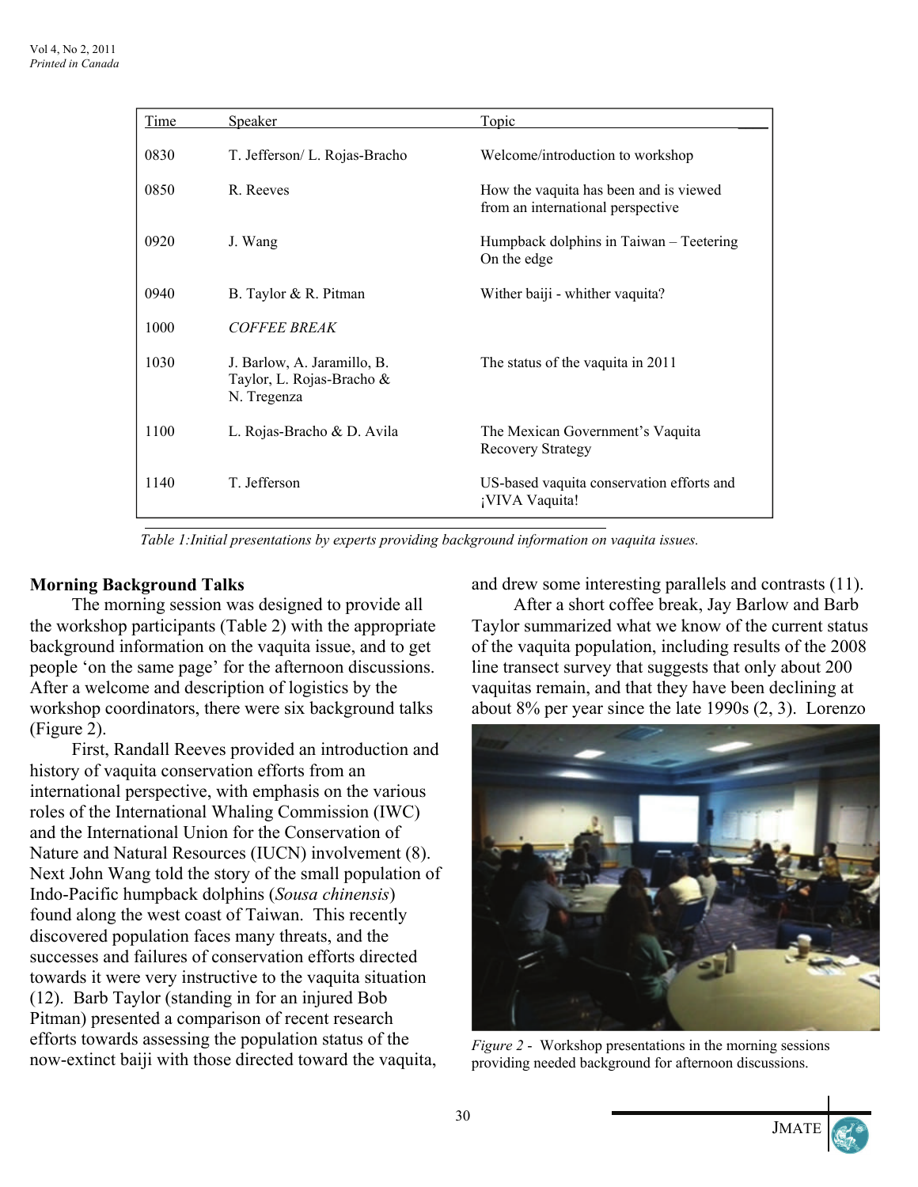| Time | Speaker | Topic |
|---|---|---|
| 0830 | T. Jefferson/ L. Rojas-Bracho | Welcome/introduction to workshop |
| 0850 | R. Reeves | How the vaquita has been and is viewed from an international perspective |
| 0920 | J. Wang | Humpback dolphins in Taiwan – Teetering On the edge |
| 0940 | B. Taylor & R. Pitman | Wither baiji - whither vaquita? |
| 1000 | *COFFEE BREAK* | |
| 1030 | J. Barlow, A. Jaramillo, B. Taylor, L. Rojas-Bracho & N. Tregenza | The status of the vaquita in 2011 |
| 1100 | L. Rojas-Bracho & D. Avila | The Mexican Government's Vaquita Recovery Strategy |
| 1140 | T. Jefferson | US-based vaquita conservation efforts and ¡VIVA Vaquita! |

*Table 1:Initial presentations by experts providing background information on vaquita issues.*

**Morning Background Talks**

The morning session was designed to provide all the workshop participants (Table 2) with the appropriate background information on the vaquita issue, and to get people 'on the same page' for the afternoon discussions. After a welcome and description of logistics by the workshop coordinators, there were six background talks (Figure 2).

First, Randall Reeves provided an introduction and history of vaquita conservation efforts from an international perspective, with emphasis on the various roles of the International Whaling Commission (IWC) and the International Union for the Conservation of Nature and Natural Resources (IUCN) involvement (8). Next John Wang told the story of the small population of Indo-Pacific humpback dolphins (*Sousa chinensis*) found along the west coast of Taiwan. This recently discovered population faces many threats, and the successes and failures of conservation efforts directed towards it were very instructive to the vaquita situation (12). Barb Taylor (standing in for an injured Bob Pitman) presented a comparison of recent research efforts towards assessing the population status of the now-extinct baiji with those directed toward the vaquita, and drew some interesting parallels and contrasts (11).

After a short coffee break, Jay Barlow and Barb Taylor summarized what we know of the current status of the vaquita population, including results of the 2008 line transect survey that suggests that only about 200 vaquitas remain, and that they have been declining at about 8% per year since the late 1990s (2, 3). Lorenzo

*Figure 2* - Workshop presentations in the morning sessions providing needed background for afternoon discussions.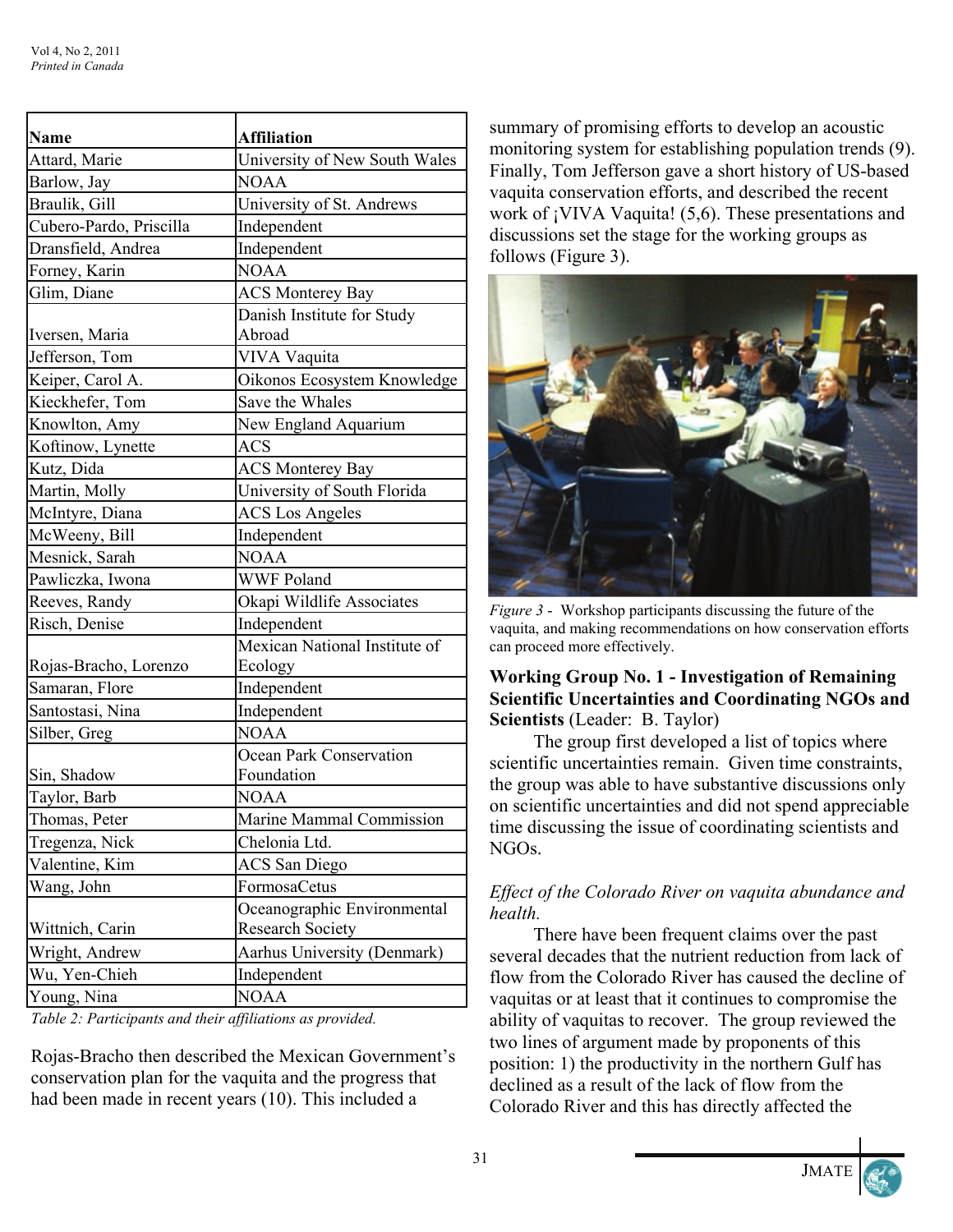| Name | Affiliation |
|---|---|
| Attard, Marie | University of New South Wales |
| Barlow, Jay | NOAA |
| Braulik, Gill | University of St. Andrews |
| Cubero-Pardo, Priscilla | Independent |
| Dransfield, Andrea | Independent |
| Forney, Karin | NOAA |
| Glim, Diane | ACS Monterey Bay |
| Iversen, Maria | Danish Institute for Study Abroad |
| Jefferson, Tom | VIVA Vaquita |
| Keiper, Carol A. | Oikonos Ecosystem Knowledge |
| Kieckhefer, Tom | Save the Whales |
| Knowlton, Amy | New England Aquarium |
| Koftinow, Lynette | ACS |
| Kutz, Dida | ACS Monterey Bay |
| Martin, Molly | University of South Florida |
| McIntyre, Diana | ACS Los Angeles |
| McWeeny, Bill | Independent |
| Mesnick, Sarah | NOAA |
| Pawliczka, Iwona | WWF Poland |
| Reeves, Randy | Okapi Wildlife Associates |
| Risch, Denise | Independent |
| Rojas-Bracho, Lorenzo | Mexican National Institute of Ecology |
| Samaran, Flore | Independent |
| Santostasi, Nina | Independent |
| Silber, Greg | NOAA |
| Sin, Shadow | Ocean Park Conservation Foundation |
| Taylor, Barb | NOAA |
| Thomas, Peter | Marine Mammal Commission |
| Tregenza, Nick | Chelonia Ltd. |
| Valentine, Kim | ACS San Diego |
| Wang, John | FormosaCetus |
| Wittnich, Carin | Oceanographic Environmental Research Society |
| Wright, Andrew | Aarhus University (Denmark) |
| Wu, Yen-Chieh | Independent |
| Young, Nina | NOAA |

*Table 2: Participants and their affiliations as provided.*

Rojas-Bracho then described the Mexican Government's conservation plan for the vaquita and the progress that had been made in recent years (10). This included a summary of promising efforts to develop an acoustic monitoring system for establishing population trends (9). Finally, Tom Jefferson gave a short history of US-based vaquita conservation efforts, and described the recent work of ¡VIVA Vaquita! (5,6). These presentations and discussions set the stage for the working groups as follows (Figure 3).

*Figure 3 -* Workshop participants discussing the future of the vaquita, and making recommendations on how conservation efforts can proceed more effectively.

**Working Group No. 1 - Investigation of Remaining Scientific Uncertainties and Coordinating NGOs and Scientists** (Leader: B. Taylor)

The group first developed a list of topics where scientific uncertainties remain. Given time constraints, the group was able to have substantive discussions only on scientific uncertainties and did not spend appreciable time discussing the issue of coordinating scientists and NGOs.

*Effect of the Colorado River on vaquita abundance and health.*

There have been frequent claims over the past several decades that the nutrient reduction from lack of flow from the Colorado River has caused the decline of vaquitas or at least that it continues to compromise the ability of vaquitas to recover. The group reviewed the two lines of argument made by proponents of this position: 1) the productivity in the northern Gulf has declined as a result of the lack of flow from the Colorado River and this has directly affected the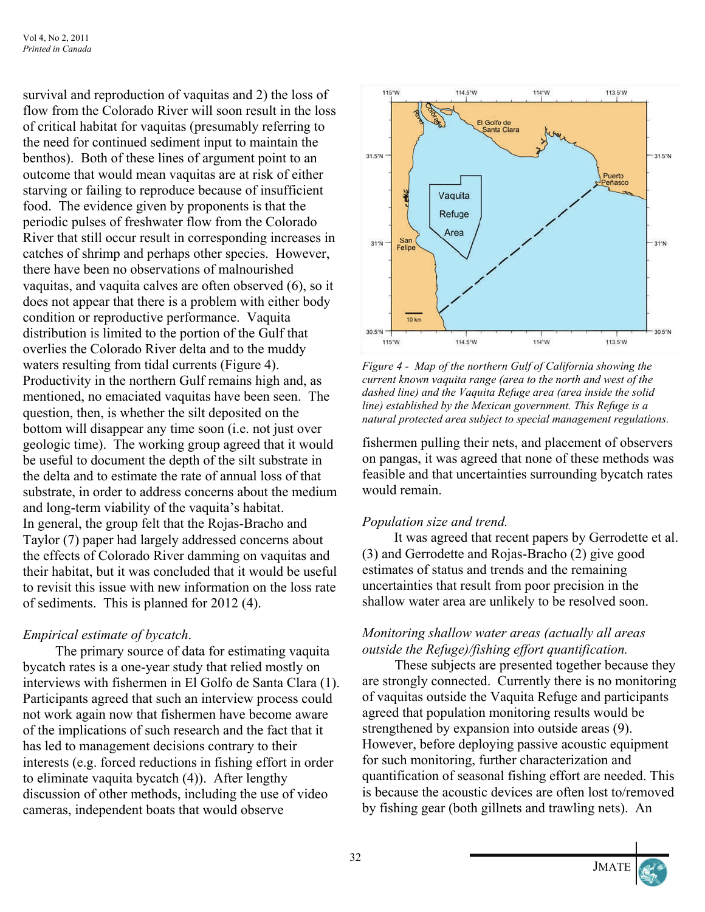survival and reproduction of vaquitas and 2) the loss of flow from the Colorado River will soon result in the loss of critical habitat for vaquitas (presumably referring to the need for continued sediment input to maintain the benthos). Both of these lines of argument point to an outcome that would mean vaquitas are at risk of either starving or failing to reproduce because of insufficient food. The evidence given by proponents is that the periodic pulses of freshwater flow from the Colorado River that still occur result in corresponding increases in catches of shrimp and perhaps other species. However, there have been no observations of malnourished vaquitas, and vaquita calves are often observed (6), so it does not appear that there is a problem with either body condition or reproductive performance. Vaquita distribution is limited to the portion of the Gulf that overlies the Colorado River delta and to the muddy waters resulting from tidal currents (Figure 4). Productivity in the northern Gulf remains high and, as mentioned, no emaciated vaquitas have been seen. The question, then, is whether the silt deposited on the bottom will disappear any time soon (i.e. not just over geologic time). The working group agreed that it would be useful to document the depth of the silt substrate in the delta and to estimate the rate of annual loss of that substrate, in order to address concerns about the medium and long-term viability of the vaquita's habitat.

In general, the group felt that the Rojas-Bracho and Taylor (7) paper had largely addressed concerns about the effects of Colorado River damming on vaquitas and their habitat, but it was concluded that it would be useful to revisit this issue with new information on the loss rate of sediments. This is planned for 2012 (4).

*Empirical estimate of bycatch.*

The primary source of data for estimating vaquita bycatch rates is a one-year study that relied mostly on interviews with fishermen in El Golfo de Santa Clara (1). Participants agreed that such an interview process could not work again now that fishermen have become aware of the implications of such research and the fact that it has led to management decisions contrary to their interests (e.g. forced reductions in fishing effort in order to eliminate vaquita bycatch (4)). After lengthy discussion of other methods, including the use of video cameras, independent boats that would observe fishermen pulling their nets, and placement of observers on pangas, it was agreed that none of these methods was feasible and that uncertainties surrounding bycatch rates would remain.

*Figure 4 - Map of the northern Gulf of California showing the current known vaquita range (area to the north and west of the dashed line) and the Vaquita Refuge area (area inside the solid line) established by the Mexican government. This Refuge is a natural protected area subject to special management regulations.*

*Population size and trend.*

It was agreed that recent papers by Gerrodette et al. (3) and Gerrodette and Rojas-Bracho (2) give good estimates of status and trends and the remaining uncertainties that result from poor precision in the shallow water area are unlikely to be resolved soon.

*Monitoring shallow water areas (actually all areas outside the Refuge)/fishing effort quantification.*

These subjects are presented together because they are strongly connected. Currently there is no monitoring of vaquitas outside the Vaquita Refuge and participants agreed that population monitoring results would be strengthened by expansion into outside areas (9). However, before deploying passive acoustic equipment for such monitoring, further characterization and quantification of seasonal fishing effort are needed. This is because the acoustic devices are often lost to/removed by fishing gear (both gillnets and trawling nets). An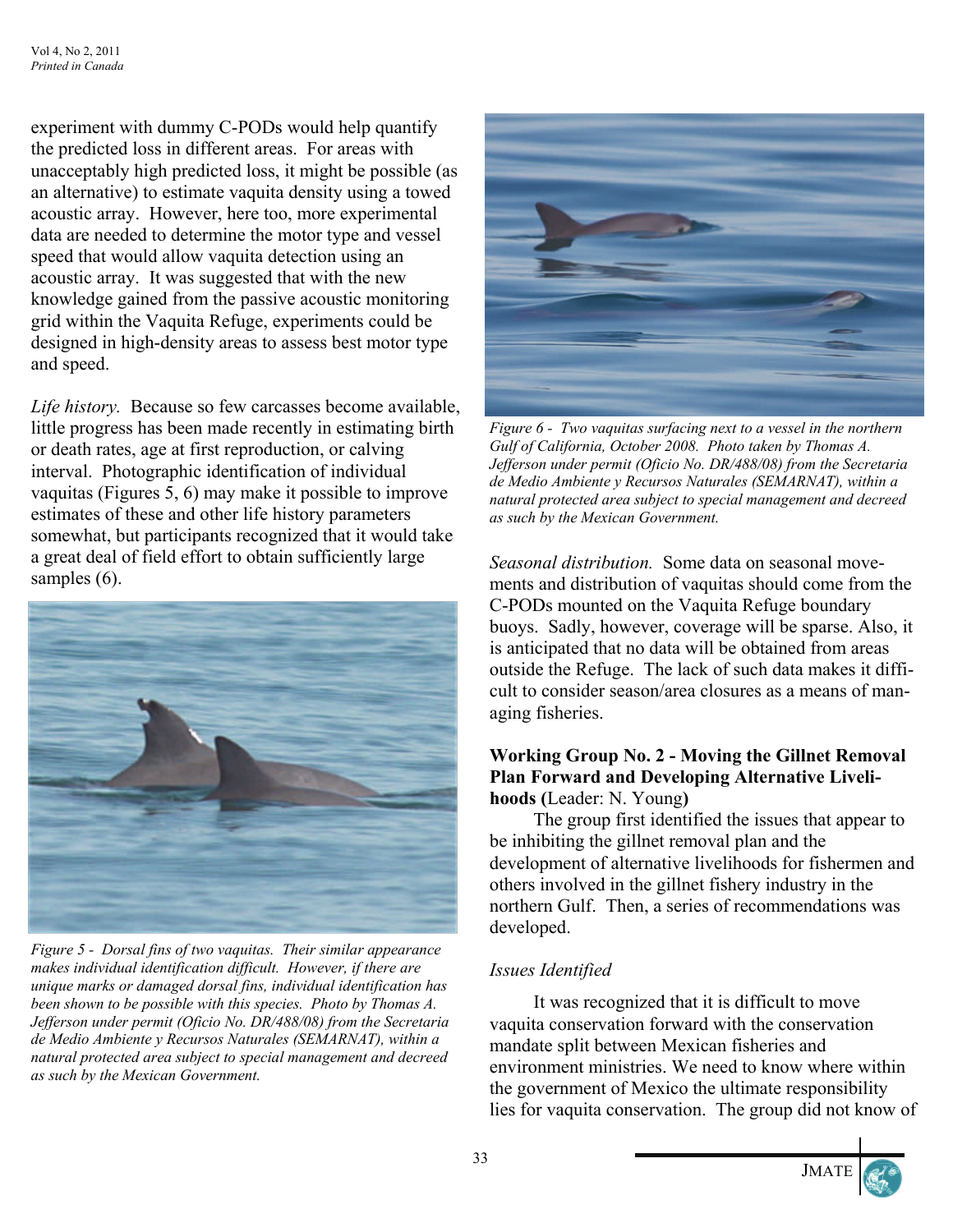experiment with dummy C-PODs would help quantify the predicted loss in different areas. For areas with unacceptably high predicted loss, it might be possible (as an alternative) to estimate vaquita density using a towed acoustic array. However, here too, more experimental data are needed to determine the motor type and vessel speed that would allow vaquita detection using an acoustic array. It was suggested that with the new knowledge gained from the passive acoustic monitoring grid within the Vaquita Refuge, experiments could be designed in high-density areas to assess best motor type and speed.

*Life history.* Because so few carcasses become available, little progress has been made recently in estimating birth or death rates, age at first reproduction, or calving interval. Photographic identification of individual vaquitas (Figures 5, 6) may make it possible to improve estimates of these and other life history parameters somewhat, but participants recognized that it would take a great deal of field effort to obtain sufficiently large samples (6).

*Figure 5 - Dorsal fins of two vaquitas. Their similar appearance makes individual identification difficult. However, if there are unique marks or damaged dorsal fins, individual identification has been shown to be possible with this species. Photo by Thomas A. Jefferson under permit (Oficio No. DR/488/08) from the Secretaria de Medio Ambiente y Recursos Naturales (SEMARNAT), within a natural protected area subject to special management and decreed as such by the Mexican Government.*

*Figure 6 - Two vaquitas surfacing next to a vessel in the northern Gulf of California, October 2008. Photo taken by Thomas A. Jefferson under permit (Oficio No. DR/488/08) from the Secretaria de Medio Ambiente y Recursos Naturales (SEMARNAT), within a natural protected area subject to special management and decreed as such by the Mexican Government.*

*Seasonal distribution.* Some data on seasonal movements and distribution of vaquitas should come from the C-PODs mounted on the Vaquita Refuge boundary buoys. Sadly, however, coverage will be sparse. Also, it is anticipated that no data will be obtained from areas outside the Refuge. The lack of such data makes it difficult to consider season/area closures as a means of managing fisheries.

**Working Group No. 2 - Moving the Gillnet Removal Plan Forward and Developing Alternative Livelihoods (**Leader: N. Young**)**

The group first identified the issues that appear to be inhibiting the gillnet removal plan and the development of alternative livelihoods for fishermen and others involved in the gillnet fishery industry in the northern Gulf. Then, a series of recommendations was developed.

### *Issues Identified*

It was recognized that it is difficult to move vaquita conservation forward with the conservation mandate split between Mexican fisheries and environment ministries. We need to know where within the government of Mexico the ultimate responsibility lies for vaquita conservation. The group did not know of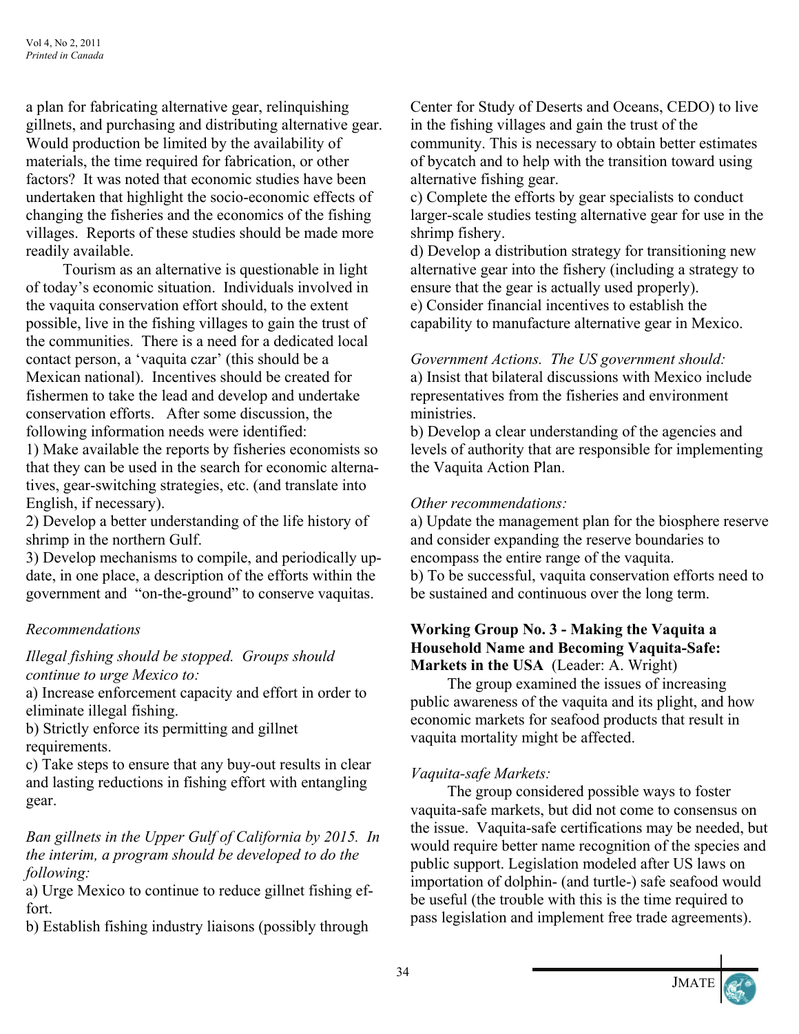a plan for fabricating alternative gear, relinquishing gillnets, and purchasing and distributing alternative gear. Would production be limited by the availability of materials, the time required for fabrication, or other factors? It was noted that economic studies have been undertaken that highlight the socio-economic effects of changing the fisheries and the economics of the fishing villages. Reports of these studies should be made more readily available.

Tourism as an alternative is questionable in light of today's economic situation. Individuals involved in the vaquita conservation effort should, to the extent possible, live in the fishing villages to gain the trust of the communities. There is a need for a dedicated local contact person, a 'vaquita czar' (this should be a Mexican national). Incentives should be created for fishermen to take the lead and develop and undertake conservation efforts. After some discussion, the following information needs were identified:

1) Make available the reports by fisheries economists so that they can be used in the search for economic alternatives, gear-switching strategies, etc. (and translate into English, if necessary).
2) Develop a better understanding of the life history of shrimp in the northern Gulf.
3) Develop mechanisms to compile, and periodically update, in one place, a description of the efforts within the government and "on-the-ground" to conserve vaquitas.

*Recommendations*

*Illegal fishing should be stopped. Groups should continue to urge Mexico to:*

a) Increase enforcement capacity and effort in order to eliminate illegal fishing.
b) Strictly enforce its permitting and gillnet requirements.
c) Take steps to ensure that any buy-out results in clear and lasting reductions in fishing effort with entangling gear.

*Ban gillnets in the Upper Gulf of California by 2015. In the interim, a program should be developed to do the following:*

a) Urge Mexico to continue to reduce gillnet fishing effort.
b) Establish fishing industry liaisons (possibly through Center for Study of Deserts and Oceans, CEDO) to live in the fishing villages and gain the trust of the community. This is necessary to obtain better estimates of bycatch and to help with the transition toward using alternative fishing gear.
c) Complete the efforts by gear specialists to conduct larger-scale studies testing alternative gear for use in the shrimp fishery.
d) Develop a distribution strategy for transitioning new alternative gear into the fishery (including a strategy to ensure that the gear is actually used properly).
e) Consider financial incentives to establish the capability to manufacture alternative gear in Mexico.

*Government Actions. The US government should:*

a) Insist that bilateral discussions with Mexico include representatives from the fisheries and environment ministries.
b) Develop a clear understanding of the agencies and levels of authority that are responsible for implementing the Vaquita Action Plan.

*Other recommendations:*

a) Update the management plan for the biosphere reserve and consider expanding the reserve boundaries to encompass the entire range of the vaquita.
b) To be successful, vaquita conservation efforts need to be sustained and continuous over the long term.

**Working Group No. 3 - Making the Vaquita a Household Name and Becoming Vaquita-Safe: Markets in the USA** (Leader: A. Wright)

The group examined the issues of increasing public awareness of the vaquita and its plight, and how economic markets for seafood products that result in vaquita mortality might be affected.

*Vaquita-safe Markets:*

The group considered possible ways to foster vaquita-safe markets, but did not come to consensus on the issue. Vaquita-safe certifications may be needed, but would require better name recognition of the species and public support. Legislation modeled after US laws on importation of dolphin- (and turtle-) safe seafood would be useful (the trouble with this is the time required to pass legislation and implement free trade agreements).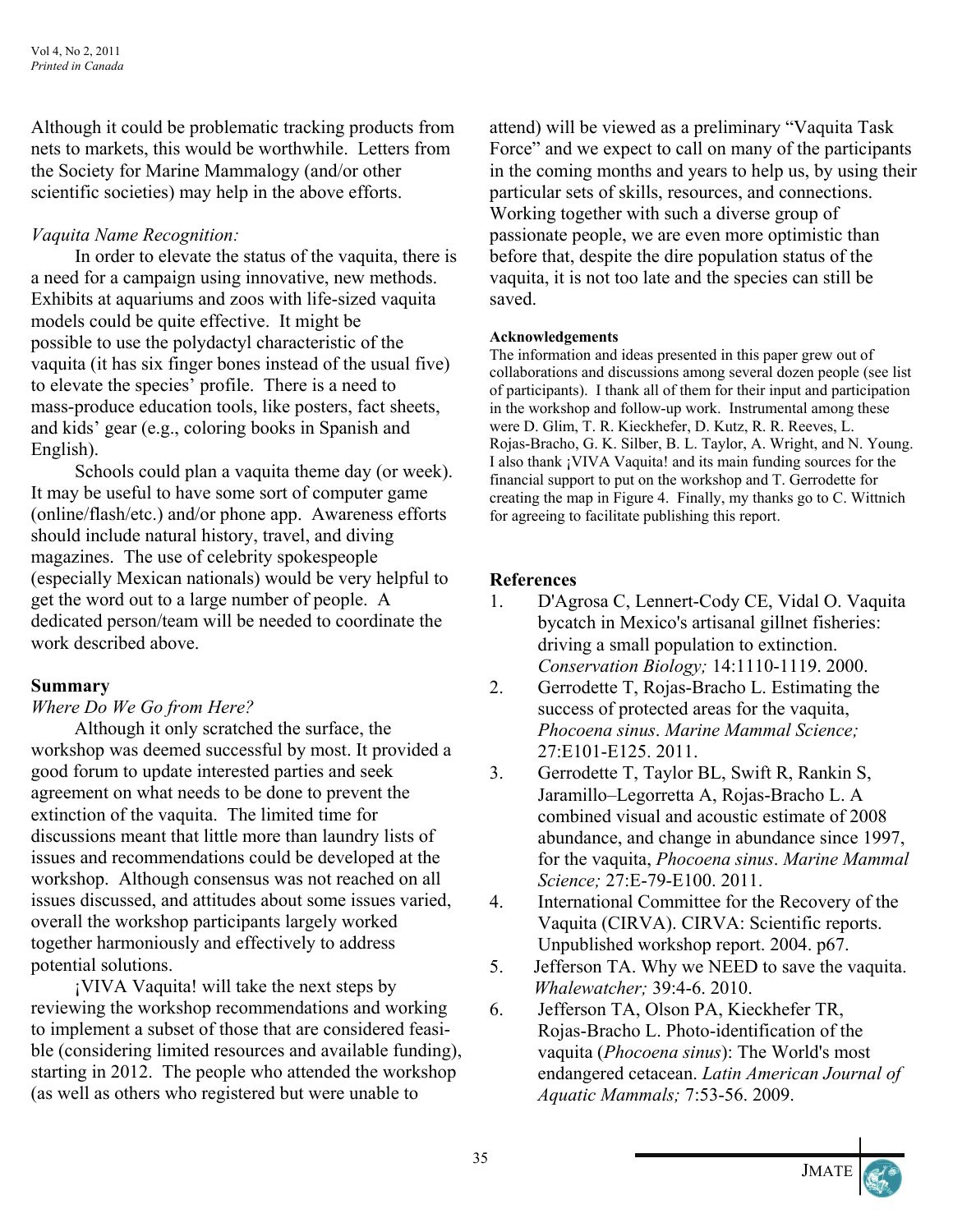Although it could be problematic tracking products from nets to markets, this would be worthwhile. Letters from the Society for Marine Mammalogy (and/or other scientific societies) may help in the above efforts.

*Vaquita Name Recognition:*

In order to elevate the status of the vaquita, there is a need for a campaign using innovative, new methods. Exhibits at aquariums and zoos with life-sized vaquita models could be quite effective. It might be possible to use the polydactyl characteristic of the vaquita (it has six finger bones instead of the usual five) to elevate the species' profile. There is a need to mass-produce education tools, like posters, fact sheets, and kids' gear (e.g., coloring books in Spanish and English).

Schools could plan a vaquita theme day (or week). It may be useful to have some sort of computer game (online/flash/etc.) and/or phone app. Awareness efforts should include natural history, travel, and diving magazines. The use of celebrity spokespeople (especially Mexican nationals) would be very helpful to get the word out to a large number of people. A dedicated person/team will be needed to coordinate the work described above.

## Summary

*Where Do We Go from Here?*

Although it only scratched the surface, the workshop was deemed successful by most. It provided a good forum to update interested parties and seek agreement on what needs to be done to prevent the extinction of the vaquita. The limited time for discussions meant that little more than laundry lists of issues and recommendations could be developed at the workshop. Although consensus was not reached on all issues discussed, and attitudes about some issues varied, overall the workshop participants largely worked together harmoniously and effectively to address potential solutions.

¡VIVA Vaquita! will take the next steps by reviewing the workshop recommendations and working to implement a subset of those that are considered feasible (considering limited resources and available funding), starting in 2012. The people who attended the workshop (as well as others who registered but were unable to attend) will be viewed as a preliminary "Vaquita Task Force" and we expect to call on many of the participants in the coming months and years to help us, by using their particular sets of skills, resources, and connections. Working together with such a diverse group of passionate people, we are even more optimistic than before that, despite the dire population status of the vaquita, it is not too late and the species can still be saved.

### Acknowledgements

The information and ideas presented in this paper grew out of collaborations and discussions among several dozen people (see list of participants). I thank all of them for their input and participation in the workshop and follow-up work. Instrumental among these were D. Glim, T. R. Kieckhefer, D. Kutz, R. R. Reeves, L. Rojas-Bracho, G. K. Silber, B. L. Taylor, A. Wright, and N. Young. I also thank ¡VIVA Vaquita! and its main funding sources for the financial support to put on the workshop and T. Gerrodette for creating the map in Figure 4. Finally, my thanks go to C. Wittnich for agreeing to facilitate publishing this report.

## References

1. D'Agrosa C, Lennert-Cody CE, Vidal O. Vaquita bycatch in Mexico's artisanal gillnet fisheries: driving a small population to extinction. *Conservation Biology;* 14:1110-1119. 2000.
2. Gerrodette T, Rojas-Bracho L. Estimating the success of protected areas for the vaquita, *Phocoena sinus*. *Marine Mammal Science;* 27:E101-E125. 2011.
3. Gerrodette T, Taylor BL, Swift R, Rankin S, Jaramillo–Legorretta A, Rojas-Bracho L. A combined visual and acoustic estimate of 2008 abundance, and change in abundance since 1997, for the vaquita, *Phocoena sinus*. *Marine Mammal Science;* 27:E-79-E100. 2011.
4. International Committee for the Recovery of the Vaquita (CIRVA). CIRVA: Scientific reports. Unpublished workshop report. 2004. p67.
5. Jefferson TA. Why we NEED to save the vaquita. *Whalewatcher;* 39:4-6. 2010.
6. Jefferson TA, Olson PA, Kieckhefer TR, Rojas-Bracho L. Photo-identification of the vaquita (*Phocoena sinus*): The World's most endangered cetacean. *Latin American Journal of Aquatic Mammals;* 7:53-56. 2009.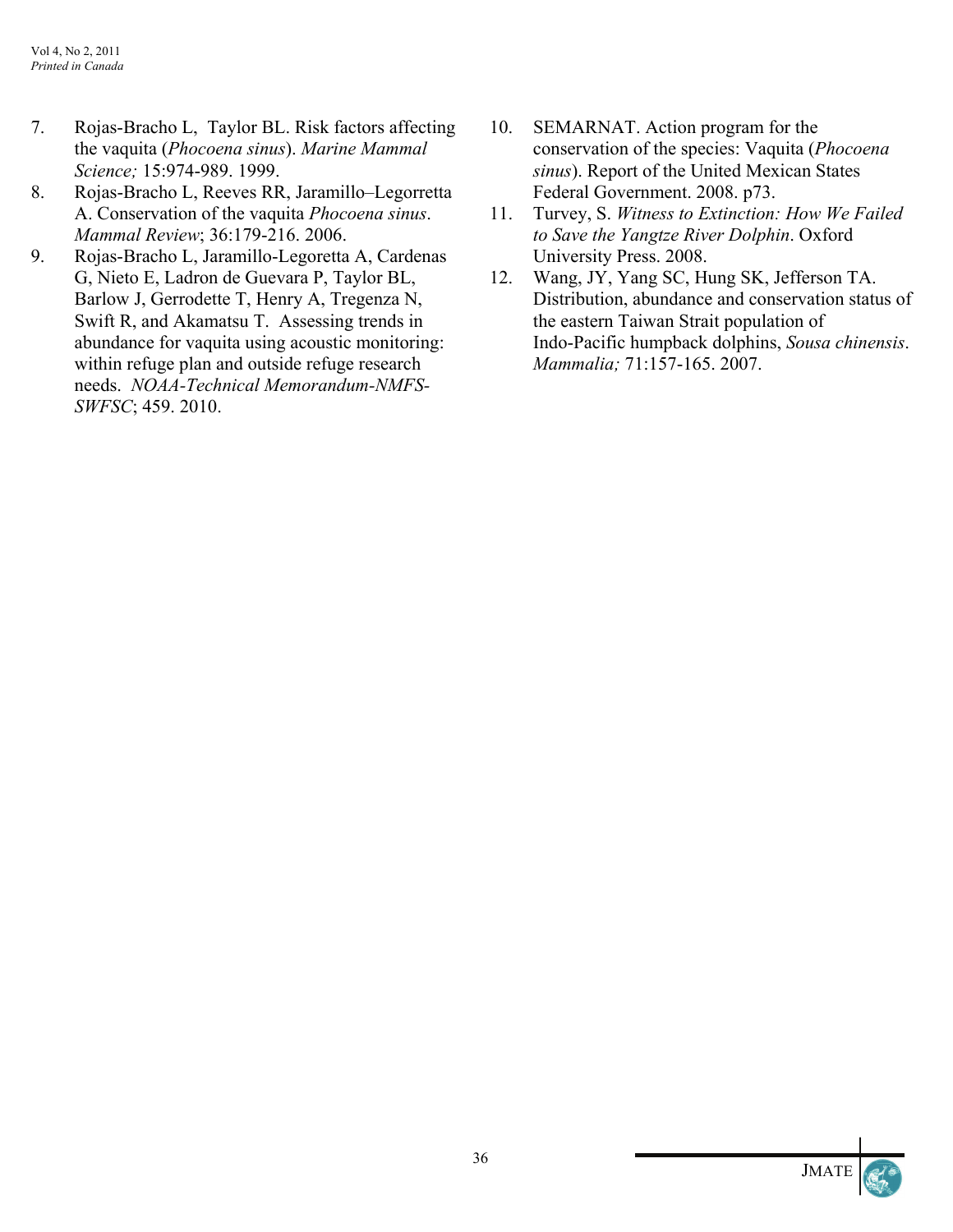7. Rojas-Bracho L, Taylor BL. Risk factors affecting the vaquita (*Phocoena sinus*). *Marine Mammal Science;* 15:974-989. 1999.
8. Rojas-Bracho L, Reeves RR, Jaramillo–Legorretta A. Conservation of the vaquita *Phocoena sinus*. *Mammal Review*; 36:179-216. 2006.
9. Rojas-Bracho L, Jaramillo-Legoretta A, Cardenas G, Nieto E, Ladron de Guevara P, Taylor BL, Barlow J, Gerrodette T, Henry A, Tregenza N, Swift R, and Akamatsu T. Assessing trends in abundance for vaquita using acoustic monitoring: within refuge plan and outside refuge research needs. *NOAA-Technical Memorandum-NMFS-SWFSC*; 459. 2010.
10. SEMARNAT. Action program for the conservation of the species: Vaquita (*Phocoena sinus*). Report of the United Mexican States Federal Government. 2008. p73.
11. Turvey, S. *Witness to Extinction: How We Failed to Save the Yangtze River Dolphin*. Oxford University Press. 2008.
12. Wang, JY, Yang SC, Hung SK, Jefferson TA. Distribution, abundance and conservation status of the eastern Taiwan Strait population of Indo-Pacific humpback dolphins, *Sousa chinensis*. *Mammalia;* 71:157-165. 2007.